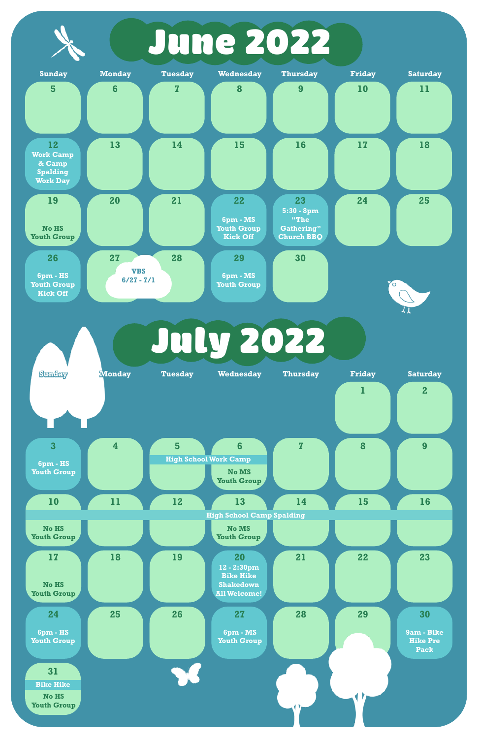# June 2022

| Sunday | Monday | Tuesday | Wednesday | Thursday | Friday | Saturday |
|---|---|---|---|---|---|---|
| 5 | 6 | 7 | 8 | 9 | 10 | 11 |
| 12 Work Camp & Camp Spalding Work Day | 13 | 14 | 15 | 16 | 17 | 18 |
| 19 No HS Youth Group | 20 | 21 | 22 6pm - MS Youth Group Kick Off | 23 5:30 - 8pm "The Gathering" Church BBQ | 24 | 25 |
| 26 6pm - HS Youth Group Kick Off | 27 VBS 6/27 - 7/1 | 28 | 29 6pm - MS Youth Group | 30 | | |

# July 2022

| Sunday | Monday | Tuesday | Wednesday | Thursday | Friday | Saturday |
|---|---|---|---|---|---|---|
| | | | | | 1 | 2 |
| 3 6pm - HS Youth Group | 4 | 5 High School Work Camp | 6 High School Work Camp; No MS Youth Group | 7 | 8 | 9 |
| 10 High School Camp Spalding; No HS Youth Group | 11 High School Camp Spalding | 12 High School Camp Spalding | 13 High School Camp Spalding; No MS Youth Group | 14 High School Camp Spalding | 15 High School Camp Spalding | 16 High School Camp Spalding |
| 17 No HS Youth Group | 18 | 19 | 20 12 - 2:30pm Bike Hike Shakedown All Welcome! | 21 | 22 | 23 |
| 24 6pm - HS Youth Group | 25 | 26 | 27 6pm - MS Youth Group | 28 | 29 | 30 9am - Bike Hike Pre Pack |
| 31 Bike Hike; No HS Youth Group | | | | | | |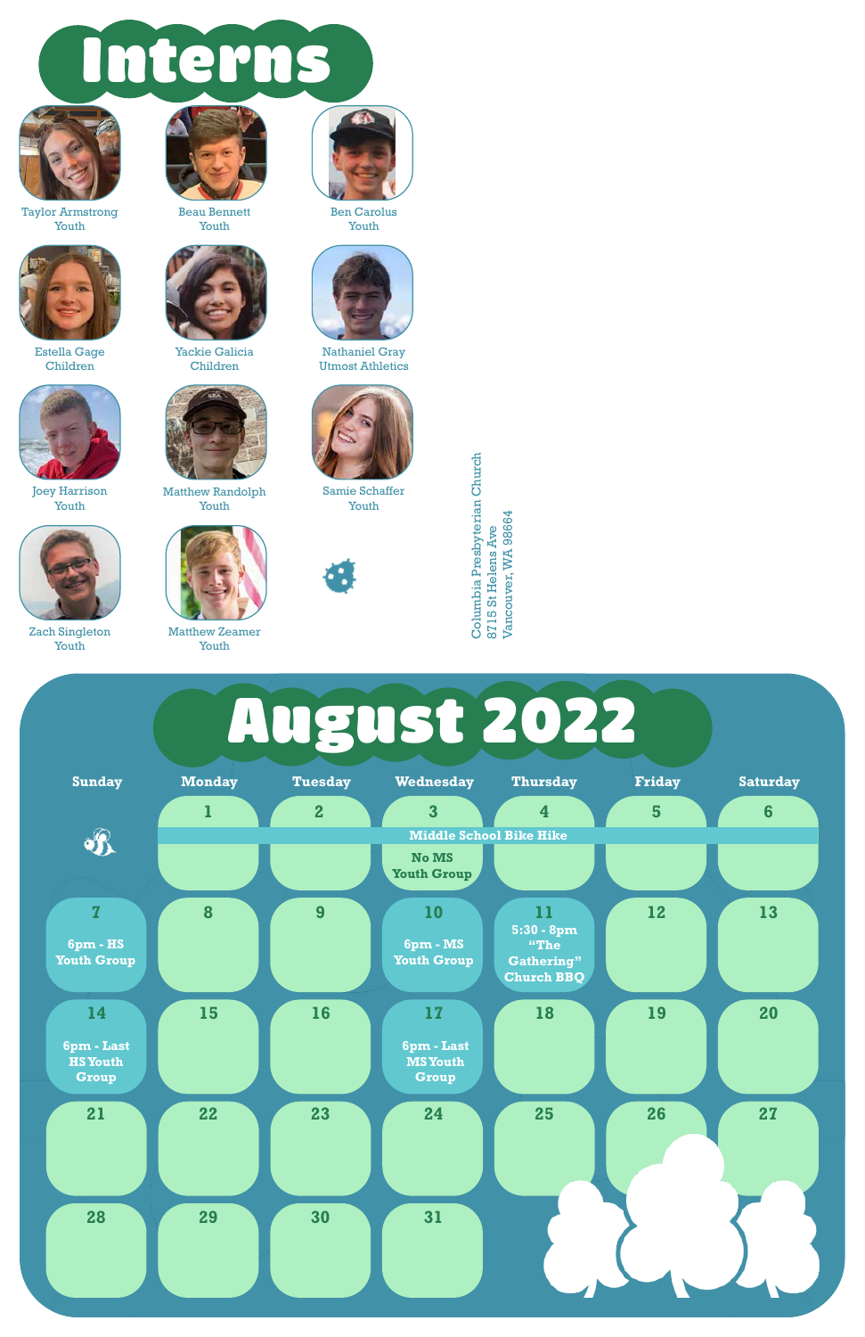# Interns

Taylor Armstrong
Youth

Beau Bennett
Youth

Ben Carolus
Youth

Estella Gage
Children

Yackie Galicia
Children

Nathaniel Gray
Utmost Athletics

Joey Harrison
Youth

Matthew Randolph
Youth

Samie Schaffer
Youth

Zach Singleton
Youth

Matthew Zeamer
Youth

Columbia Presbyterian Church
8715 St Helens Ave
Vancouver, WA 98664

# August 2022

| Sunday | Monday | Tuesday | Wednesday | Thursday | Friday | Saturday |
|---|---|---|---|---|---|---|
| | 1 Middle School Bike Hike | 2 Middle School Bike Hike | 3 Middle School Bike Hike; No MS Youth Group | 4 Middle School Bike Hike | 5 Middle School Bike Hike | 6 Middle School Bike Hike |
| 7 6pm - HS Youth Group | 8 | 9 | 10 6pm - MS Youth Group | 11 5:30 - 8pm "The Gathering" Church BBQ | 12 | 13 |
| 14 6pm - Last HS Youth Group | 15 | 16 | 17 6pm - Last MS Youth Group | 18 | 19 | 20 |
| 21 | 22 | 23 | 24 | 25 | 26 | 27 |
| 28 | 29 | 30 | 31 | | | |